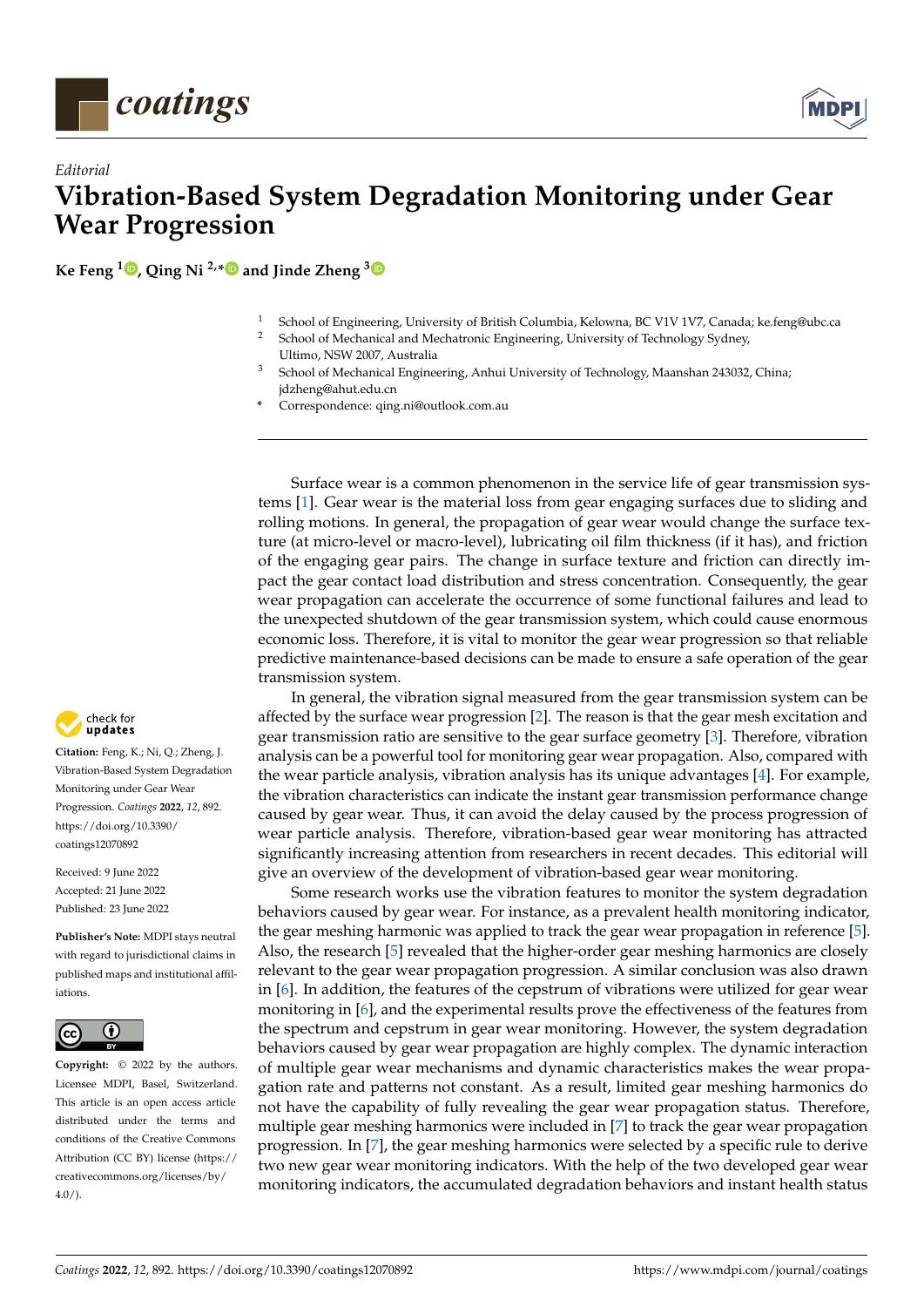*Editorial*

# Vibration-Based System Degradation Monitoring under Gear Wear Progression

**Ke Feng [1], Qing Ni [2,*] and Jinde Zheng [3]**

[1] School of Engineering, University of British Columbia, Kelowna, BC V1V 1V7, Canada; ke.feng@ubc.ca
[2] School of Mechanical and Mechatronic Engineering, University of Technology Sydney, Ultimo, NSW 2007, Australia
[3] School of Mechanical Engineering, Anhui University of Technology, Maanshan 243032, China; jdzheng@ahut.edu.cn
* Correspondence: qing.ni@outlook.com.au

**Citation:** Feng, K.; Ni, Q.; Zheng, J. Vibration-Based System Degradation Monitoring under Gear Wear Progression. *Coatings* **2022**, *12*, 892. https://doi.org/10.3390/coatings12070892

Received: 9 June 2022
Accepted: 21 June 2022
Published: 23 June 2022

**Publisher's Note:** MDPI stays neutral with regard to jurisdictional claims in published maps and institutional affiliations.

**Copyright:** © 2022 by the authors. Licensee MDPI, Basel, Switzerland. This article is an open access article distributed under the terms and conditions of the Creative Commons Attribution (CC BY) license (https://creativecommons.org/licenses/by/4.0/).

Surface wear is a common phenomenon in the service life of gear transmission systems [1]. Gear wear is the material loss from gear engaging surfaces due to sliding and rolling motions. In general, the propagation of gear wear would change the surface texture (at micro-level or macro-level), lubricating oil film thickness (if it has), and friction of the engaging gear pairs. The change in surface texture and friction can directly impact the gear contact load distribution and stress concentration. Consequently, the gear wear propagation can accelerate the occurrence of some functional failures and lead to the unexpected shutdown of the gear transmission system, which could cause enormous economic loss. Therefore, it is vital to monitor the gear wear progression so that reliable predictive maintenance-based decisions can be made to ensure a safe operation of the gear transmission system.

In general, the vibration signal measured from the gear transmission system can be affected by the surface wear progression [2]. The reason is that the gear mesh excitation and gear transmission ratio are sensitive to the gear surface geometry [3]. Therefore, vibration analysis can be a powerful tool for monitoring gear wear propagation. Also, compared with the wear particle analysis, vibration analysis has its unique advantages [4]. For example, the vibration characteristics can indicate the instant gear transmission performance change caused by gear wear. Thus, it can avoid the delay caused by the process progression of wear particle analysis. Therefore, vibration-based gear wear monitoring has attracted significantly increasing attention from researchers in recent decades. This editorial will give an overview of the development of vibration-based gear wear monitoring.

Some research works use the vibration features to monitor the system degradation behaviors caused by gear wear. For instance, as a prevalent health monitoring indicator, the gear meshing harmonic was applied to track the gear wear propagation in reference [5]. Also, the research [5] revealed that the higher-order gear meshing harmonics are closely relevant to the gear wear propagation progression. A similar conclusion was also drawn in [6]. In addition, the features of the cepstrum of vibrations were utilized for gear wear monitoring in [6], and the experimental results prove the effectiveness of the features from the spectrum and cepstrum in gear wear monitoring. However, the system degradation behaviors caused by gear wear propagation are highly complex. The dynamic interaction of multiple gear wear mechanisms and dynamic characteristics makes the wear propagation rate and patterns not constant. As a result, limited gear meshing harmonics do not have the capability of fully revealing the gear wear propagation status. Therefore, multiple gear meshing harmonics were included in [7] to track the gear wear propagation progression. In [7], the gear meshing harmonics were selected by a specific rule to derive two new gear wear monitoring indicators. With the help of the two developed gear wear monitoring indicators, the accumulated degradation behaviors and instant health status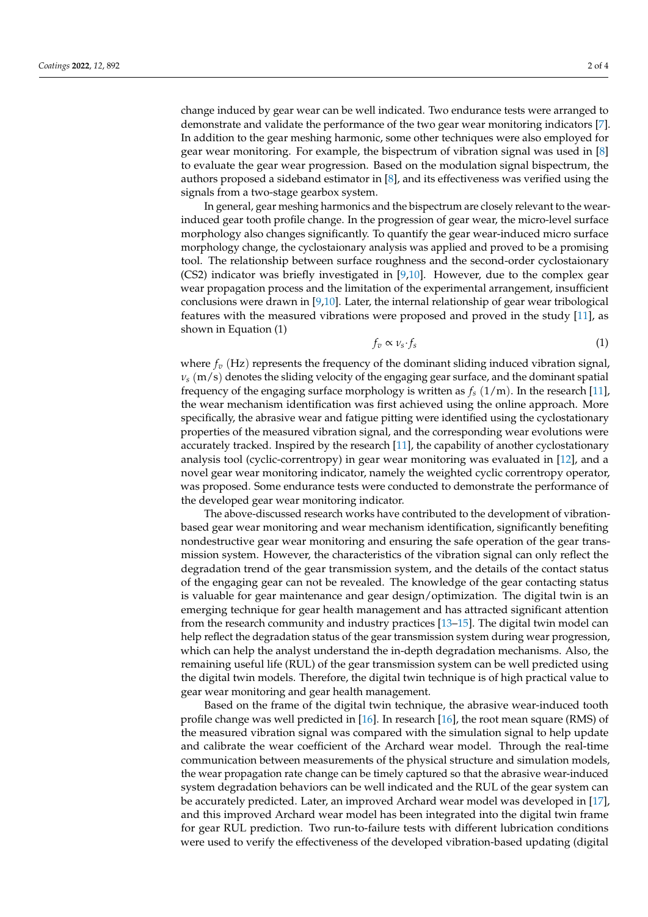change induced by gear wear can be well indicated. Two endurance tests were arranged to demonstrate and validate the performance of the two gear wear monitoring indicators [7]. In addition to the gear meshing harmonic, some other techniques were also employed for gear wear monitoring. For example, the bispectrum of vibration signal was used in [8] to evaluate the gear wear progression. Based on the modulation signal bispectrum, the authors proposed a sideband estimator in [8], and its effectiveness was verified using the signals from a two-stage gearbox system.

In general, gear meshing harmonics and the bispectrum are closely relevant to the wear-induced gear tooth profile change. In the progression of gear wear, the micro-level surface morphology also changes significantly. To quantify the gear wear-induced micro surface morphology change, the cyclostaionary analysis was applied and proved to be a promising tool. The relationship between surface roughness and the second-order cyclostaionary (CS2) indicator was briefly investigated in [9,10]. However, due to the complex gear wear propagation process and the limitation of the experimental arrangement, insufficient conclusions were drawn in [9,10]. Later, the internal relationship of gear wear tribological features with the measured vibrations were proposed and proved in the study [11], as shown in Equation (1)

$$f_v \propto v_s \cdot f_s \tag{1}$$

where $f_v$ (Hz) represents the frequency of the dominant sliding induced vibration signal, $v_s$ (m/s) denotes the sliding velocity of the engaging gear surface, and the dominant spatial frequency of the engaging surface morphology is written as $f_s$ (1/m). In the research [11], the wear mechanism identification was first achieved using the online approach. More specifically, the abrasive wear and fatigue pitting were identified using the cyclostationary properties of the measured vibration signal, and the corresponding wear evolutions were accurately tracked. Inspired by the research [11], the capability of another cyclostationary analysis tool (cyclic-correntropy) in gear wear monitoring was evaluated in [12], and a novel gear wear monitoring indicator, namely the weighted cyclic correntropy operator, was proposed. Some endurance tests were conducted to demonstrate the performance of the developed gear wear monitoring indicator.

The above-discussed research works have contributed to the development of vibration-based gear wear monitoring and wear mechanism identification, significantly benefiting nondestructive gear wear monitoring and ensuring the safe operation of the gear transmission system. However, the characteristics of the vibration signal can only reflect the degradation trend of the gear transmission system, and the details of the contact status of the engaging gear can not be revealed. The knowledge of the gear contacting status is valuable for gear maintenance and gear design/optimization. The digital twin is an emerging technique for gear health management and has attracted significant attention from the research community and industry practices [13–15]. The digital twin model can help reflect the degradation status of the gear transmission system during wear progression, which can help the analyst understand the in-depth degradation mechanisms. Also, the remaining useful life (RUL) of the gear transmission system can be well predicted using the digital twin models. Therefore, the digital twin technique is of high practical value to gear wear monitoring and gear health management.

Based on the frame of the digital twin technique, the abrasive wear-induced tooth profile change was well predicted in [16]. In research [16], the root mean square (RMS) of the measured vibration signal was compared with the simulation signal to help update and calibrate the wear coefficient of the Archard wear model. Through the real-time communication between measurements of the physical structure and simulation models, the wear propagation rate change can be timely captured so that the abrasive wear-induced system degradation behaviors can be well indicated and the RUL of the gear system can be accurately predicted. Later, an improved Archard wear model was developed in [17], and this improved Archard wear model has been integrated into the digital twin frame for gear RUL prediction. Two run-to-failure tests with different lubrication conditions were used to verify the effectiveness of the developed vibration-based updating (digital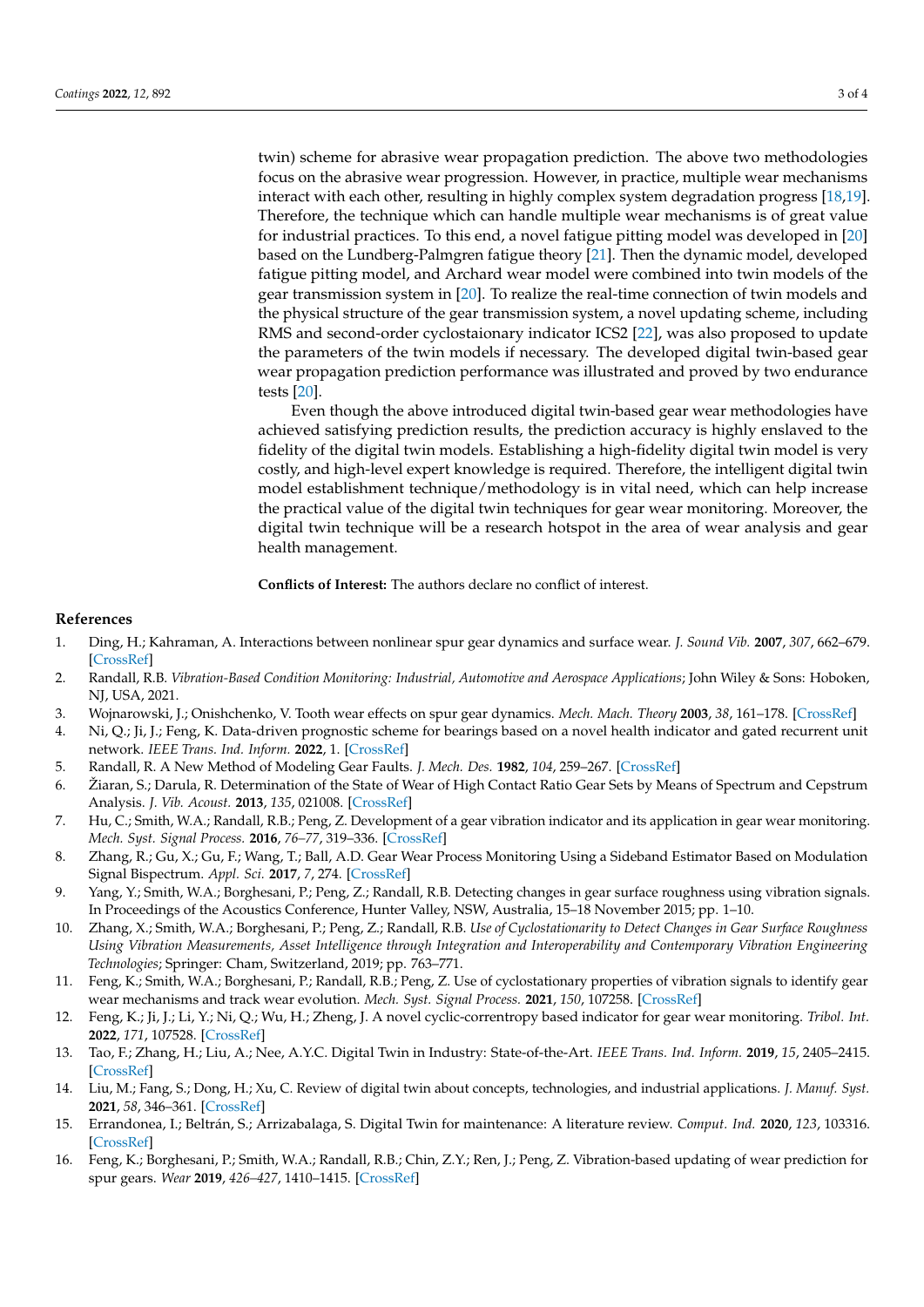twin) scheme for abrasive wear propagation prediction. The above two methodologies focus on the abrasive wear progression. However, in practice, multiple wear mechanisms interact with each other, resulting in highly complex system degradation progress [18,19]. Therefore, the technique which can handle multiple wear mechanisms is of great value for industrial practices. To this end, a novel fatigue pitting model was developed in [20] based on the Lundberg-Palmgren fatigue theory [21]. Then the dynamic model, developed fatigue pitting model, and Archard wear model were combined into twin models of the gear transmission system in [20]. To realize the real-time connection of twin models and the physical structure of the gear transmission system, a novel updating scheme, including RMS and second-order cyclostaionary indicator ICS2 [22], was also proposed to update the parameters of the twin models if necessary. The developed digital twin-based gear wear propagation prediction performance was illustrated and proved by two endurance tests [20].

Even though the above introduced digital twin-based gear wear methodologies have achieved satisfying prediction results, the prediction accuracy is highly enslaved to the fidelity of the digital twin models. Establishing a high-fidelity digital twin model is very costly, and high-level expert knowledge is required. Therefore, the intelligent digital twin model establishment technique/methodology is in vital need, which can help increase the practical value of the digital twin techniques for gear wear monitoring. Moreover, the digital twin technique will be a research hotspot in the area of wear analysis and gear health management.

**Conflicts of Interest:** The authors declare no conflict of interest.

## References

1. Ding, H.; Kahraman, A. Interactions between nonlinear spur gear dynamics and surface wear. *J. Sound Vib.* **2007**, *307*, 662–679. [CrossRef]
2. Randall, R.B. *Vibration-Based Condition Monitoring: Industrial, Automotive and Aerospace Applications*; John Wiley & Sons: Hoboken, NJ, USA, 2021.
3. Wojnarowski, J.; Onishchenko, V. Tooth wear effects on spur gear dynamics. *Mech. Mach. Theory* **2003**, *38*, 161–178. [CrossRef]
4. Ni, Q.; Ji, J.; Feng, K. Data-driven prognostic scheme for bearings based on a novel health indicator and gated recurrent unit network. *IEEE Trans. Ind. Inform.* **2022**, 1. [CrossRef]
5. Randall, R. A New Method of Modeling Gear Faults. *J. Mech. Des.* **1982**, *104*, 259–267. [CrossRef]
6. Žiaran, S.; Darula, R. Determination of the State of Wear of High Contact Ratio Gear Sets by Means of Spectrum and Cepstrum Analysis. *J. Vib. Acoust.* **2013**, *135*, 021008. [CrossRef]
7. Hu, C.; Smith, W.A.; Randall, R.B.; Peng, Z. Development of a gear vibration indicator and its application in gear wear monitoring. *Mech. Syst. Signal Process.* **2016**, *76–77*, 319–336. [CrossRef]
8. Zhang, R.; Gu, X.; Gu, F.; Wang, T.; Ball, A.D. Gear Wear Process Monitoring Using a Sideband Estimator Based on Modulation Signal Bispectrum. *Appl. Sci.* **2017**, *7*, 274. [CrossRef]
9. Yang, Y.; Smith, W.A.; Borghesani, P.; Peng, Z.; Randall, R.B. Detecting changes in gear surface roughness using vibration signals. In Proceedings of the Acoustics Conference, Hunter Valley, NSW, Australia, 15–18 November 2015; pp. 1–10.
10. Zhang, X.; Smith, W.A.; Borghesani, P.; Peng, Z.; Randall, R.B. *Use of Cyclostationarity to Detect Changes in Gear Surface Roughness Using Vibration Measurements, Asset Intelligence through Integration and Interoperability and Contemporary Vibration Engineering Technologies*; Springer: Cham, Switzerland, 2019; pp. 763–771.
11. Feng, K.; Smith, W.A.; Borghesani, P.; Randall, R.B.; Peng, Z. Use of cyclostationary properties of vibration signals to identify gear wear mechanisms and track wear evolution. *Mech. Syst. Signal Process.* **2021**, *150*, 107258. [CrossRef]
12. Feng, K.; Ji, J.; Li, Y.; Ni, Q.; Wu, H.; Zheng, J. A novel cyclic-correntropy based indicator for gear wear monitoring. *Tribol. Int.* **2022**, *171*, 107528. [CrossRef]
13. Tao, F.; Zhang, H.; Liu, A.; Nee, A.Y.C. Digital Twin in Industry: State-of-the-Art. *IEEE Trans. Ind. Inform.* **2019**, *15*, 2405–2415. [CrossRef]
14. Liu, M.; Fang, S.; Dong, H.; Xu, C. Review of digital twin about concepts, technologies, and industrial applications. *J. Manuf. Syst.* **2021**, *58*, 346–361. [CrossRef]
15. Errandonea, I.; Beltrán, S.; Arrizabalaga, S. Digital Twin for maintenance: A literature review. *Comput. Ind.* **2020**, *123*, 103316. [CrossRef]
16. Feng, K.; Borghesani, P.; Smith, W.A.; Randall, R.B.; Chin, Z.Y.; Ren, J.; Peng, Z. Vibration-based updating of wear prediction for spur gears. *Wear* **2019**, *426–427*, 1410–1415. [CrossRef]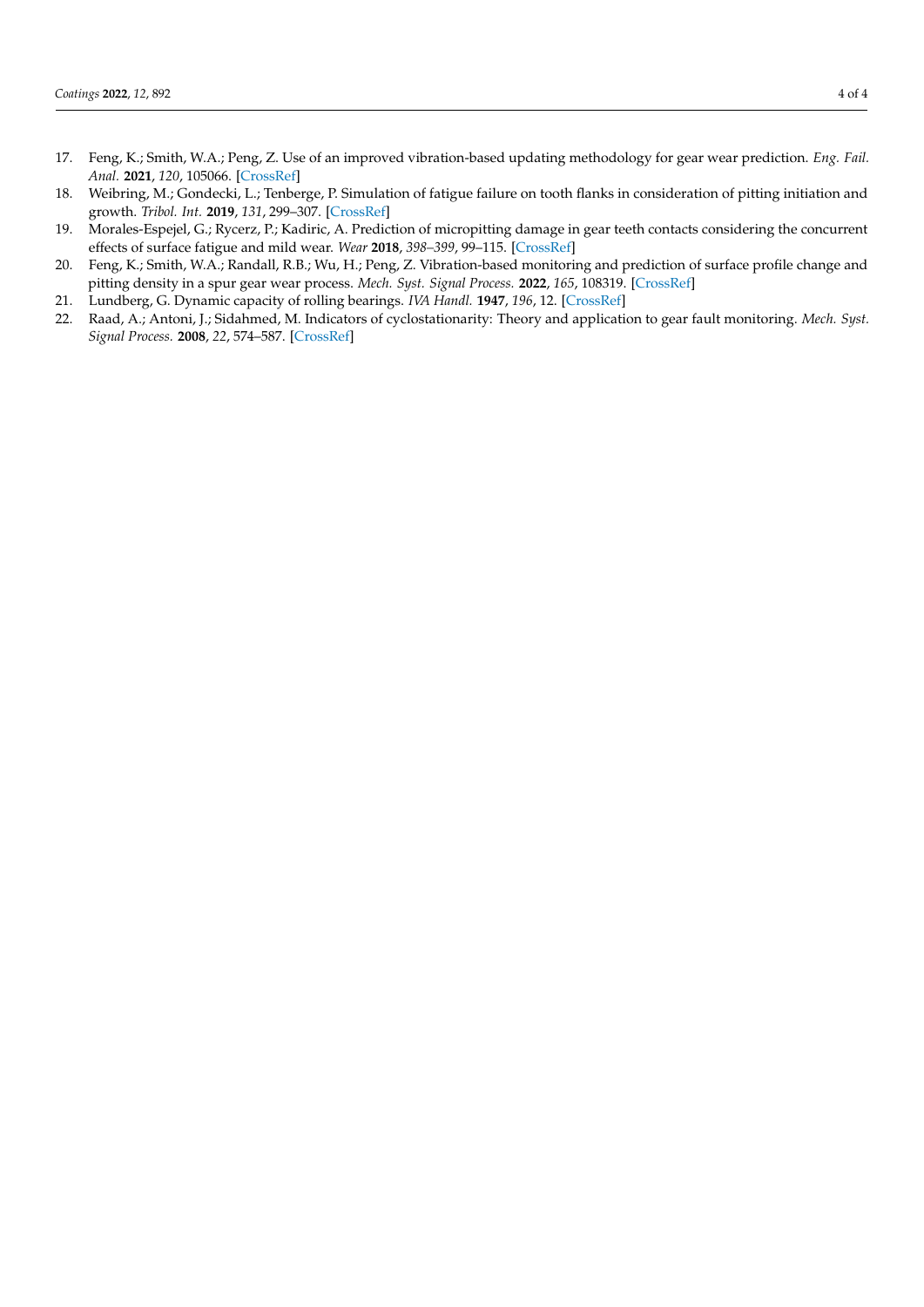17. Feng, K.; Smith, W.A.; Peng, Z. Use of an improved vibration-based updating methodology for gear wear prediction. *Eng. Fail. Anal.* **2021**, *120*, 105066. [CrossRef]
18. Weibring, M.; Gondecki, L.; Tenberge, P. Simulation of fatigue failure on tooth flanks in consideration of pitting initiation and growth. *Tribol. Int.* **2019**, *131*, 299–307. [CrossRef]
19. Morales-Espejel, G.; Rycerz, P.; Kadiric, A. Prediction of micropitting damage in gear teeth contacts considering the concurrent effects of surface fatigue and mild wear. *Wear* **2018**, *398–399*, 99–115. [CrossRef]
20. Feng, K.; Smith, W.A.; Randall, R.B.; Wu, H.; Peng, Z. Vibration-based monitoring and prediction of surface profile change and pitting density in a spur gear wear process. *Mech. Syst. Signal Process.* **2022**, *165*, 108319. [CrossRef]
21. Lundberg, G. Dynamic capacity of rolling bearings. *IVA Handl.* **1947**, *196*, 12. [CrossRef]
22. Raad, A.; Antoni, J.; Sidahmed, M. Indicators of cyclostationarity: Theory and application to gear fault monitoring. *Mech. Syst. Signal Process.* **2008**, *22*, 574–587. [CrossRef]